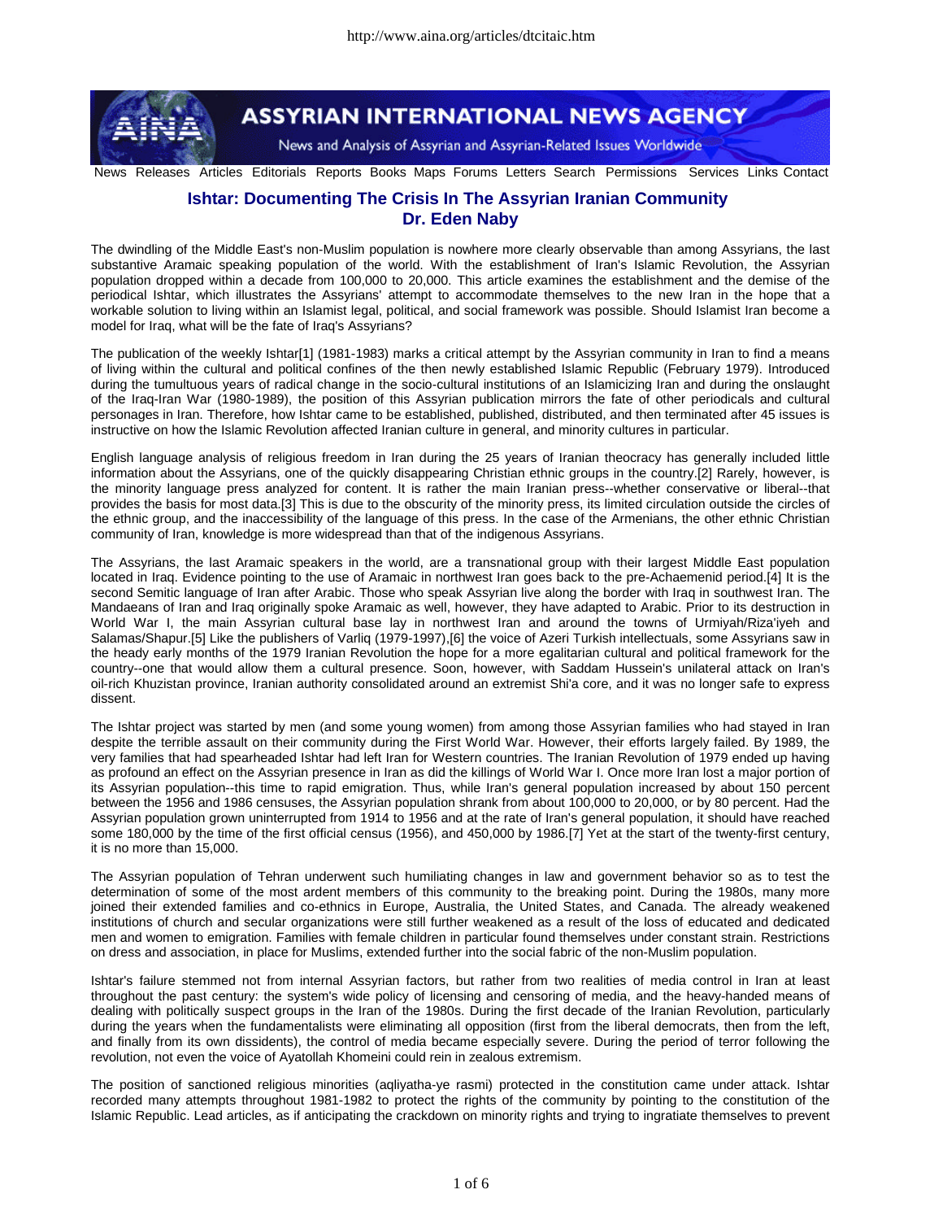# Ishtar: Documenting The Crisis In The Assyrian Iranian Community

## Dr. Eden Naby

The dwindling of the Middle East's non-Muslim population is nowhere more clearly observable than among Assyrians, the last substantive Aramaic speaking population of the world. With the establishment of Iran's Islamic Revolution, the Assyrian population dropped within a decade from 100,000 to 20,000. This article examines the establishment and the demise of the periodical Ishtar, which illustrates the Assyrians' attempt to accommodate themselves to the new Iran in the hope that a workable solution to living within an Islamist legal, political, and social framework was possible. Should Islamist Iran become a model for Iraq, what will be the fate of Iraq's Assyrians?

The publication of the weekly Ishtar[1] (1981-1983) marks a critical attempt by the Assyrian community in Iran to find a means of living within the cultural and political confines of the then newly established Islamic Republic (February 1979). Introduced during the tumultuous years of radical change in the socio-cultural institutions of an Islamicizing Iran and during the onslaught of the Iraq-Iran War (1980-1989), the position of this Assyrian publication mirrors the fate of other periodicals and cultural personages in Iran. Therefore, how Ishtar came to be established, published, distributed, and then terminated after 45 issues is instructive on how the Islamic Revolution affected Iranian culture in general, and minority cultures in particular.

English language analysis of religious freedom in Iran during the 25 years of Iranian theocracy has generally included little information about the Assyrians, one of the quickly disappearing Christian ethnic groups in the country.[2] Rarely, however, is the minority language press analyzed for content. It is rather the main Iranian press--whether conservative or liberal--that provides the basis for most data.[3] This is due to the obscurity of the minority press, its limited circulation outside the circles of the ethnic group, and the inaccessibility of the language of this press. In the case of the Armenians, the other ethnic Christian community of Iran, knowledge is more widespread than that of the indigenous Assyrians.

The Assyrians, the last Aramaic speakers in the world, are a transnational group with their largest Middle East population located in Iraq. Evidence pointing to the use of Aramaic in northwest Iran goes back to the pre-Achaemenid period.[4] It is the second Semitic language of Iran after Arabic. Those who speak Assyrian live along the border with Iraq in southwest Iran. The Mandaeans of Iran and Iraq originally spoke Aramaic as well, however, they have adapted to Arabic. Prior to its destruction in World War I, the main Assyrian cultural base lay in northwest Iran and around the towns of Urmiyah/Riza'iyeh and Salamas/Shapur.[5] Like the publishers of Varliq (1979-1997),[6] the voice of Azeri Turkish intellectuals, some Assyrians saw in the heady early months of the 1979 Iranian Revolution the hope for a more egalitarian cultural and political framework for the country--one that would allow them a cultural presence. Soon, however, with Saddam Hussein's unilateral attack on Iran's oil-rich Khuzistan province, Iranian authority consolidated around an extremist Shi'a core, and it was no longer safe to express dissent.

The Ishtar project was started by men (and some young women) from among those Assyrian families who had stayed in Iran despite the terrible assault on their community during the First World War. However, their efforts largely failed. By 1989, the very families that had spearheaded Ishtar had left Iran for Western countries. The Iranian Revolution of 1979 ended up having as profound an effect on the Assyrian presence in Iran as did the killings of World War I. Once more Iran lost a major portion of its Assyrian population--this time to rapid emigration. Thus, while Iran's general population increased by about 150 percent between the 1956 and 1986 censuses, the Assyrian population shrank from about 100,000 to 20,000, or by 80 percent. Had the Assyrian population grown uninterrupted from 1914 to 1956 and at the rate of Iran's general population, it should have reached some 180,000 by the time of the first official census (1956), and 450,000 by 1986.[7] Yet at the start of the twenty-first century, it is no more than 15,000.

The Assyrian population of Tehran underwent such humiliating changes in law and government behavior so as to test the determination of some of the most ardent members of this community to the breaking point. During the 1980s, many more joined their extended families and co-ethnics in Europe, Australia, the United States, and Canada. The already weakened institutions of church and secular organizations were still further weakened as a result of the loss of educated and dedicated men and women to emigration. Families with female children in particular found themselves under constant strain. Restrictions on dress and association, in place for Muslims, extended further into the social fabric of the non-Muslim population.

Ishtar's failure stemmed not from internal Assyrian factors, but rather from two realities of media control in Iran at least throughout the past century: the system's wide policy of licensing and censoring of media, and the heavy-handed means of dealing with politically suspect groups in the Iran of the 1980s. During the first decade of the Iranian Revolution, particularly during the years when the fundamentalists were eliminating all opposition (first from the liberal democrats, then from the left, and finally from its own dissidents), the control of media became especially severe. During the period of terror following the revolution, not even the voice of Ayatollah Khomeini could rein in zealous extremism.

The position of sanctioned religious minorities (aqliyatha-ye rasmi) protected in the constitution came under attack. Ishtar recorded many attempts throughout 1981-1982 to protect the rights of the community by pointing to the constitution of the Islamic Republic. Lead articles, as if anticipating the crackdown on minority rights and trying to ingratiate themselves to prevent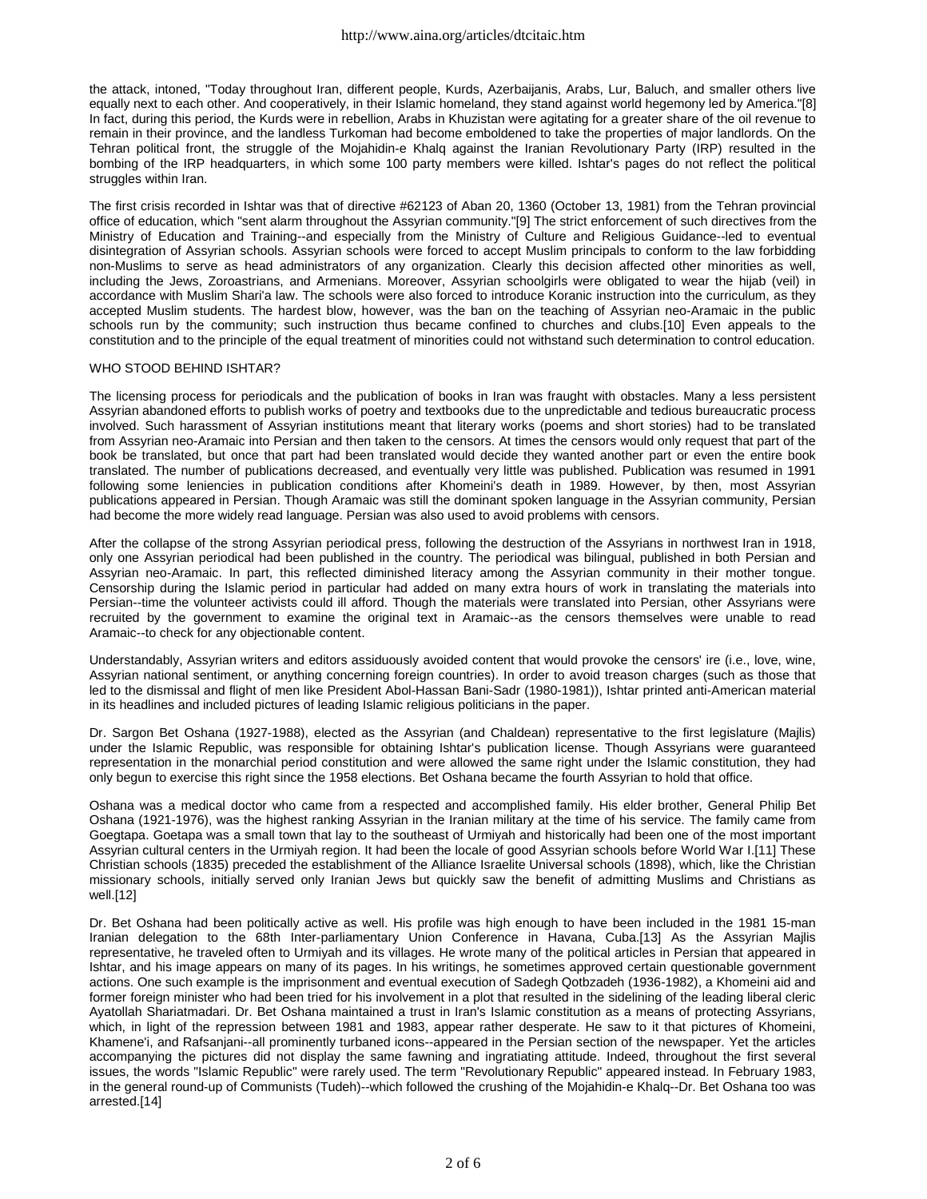the attack, intoned, "Today throughout Iran, different people, Kurds, Azerbaijanis, Arabs, Lur, Baluch, and smaller others live equally next to each other. And cooperatively, in their Islamic homeland, they stand against world hegemony led by America."[8] In fact, during this period, the Kurds were in rebellion, Arabs in Khuzistan were agitating for a greater share of the oil revenue to remain in their province, and the landless Turkoman had become emboldened to take the properties of major landlords. On the Tehran political front, the struggle of the Mojahidin-e Khalq against the Iranian Revolutionary Party (IRP) resulted in the bombing of the IRP headquarters, in which some 100 party members were killed. Ishtar's pages do not reflect the political struggles within Iran.

The first crisis recorded in Ishtar was that of directive #62123 of Aban 20, 1360 (October 13, 1981) from the Tehran provincial office of education, which "sent alarm throughout the Assyrian community."[9] The strict enforcement of such directives from the Ministry of Education and Training--and especially from the Ministry of Culture and Religious Guidance--led to eventual disintegration of Assyrian schools. Assyrian schools were forced to accept Muslim principals to conform to the law forbidding non-Muslims to serve as head administrators of any organization. Clearly this decision affected other minorities as well, including the Jews, Zoroastrians, and Armenians. Moreover, Assyrian schoolgirls were obligated to wear the hijab (veil) in accordance with Muslim Shari'a law. The schools were also forced to introduce Koranic instruction into the curriculum, as they accepted Muslim students. The hardest blow, however, was the ban on the teaching of Assyrian neo-Aramaic in the public schools run by the community; such instruction thus became confined to churches and clubs.[10] Even appeals to the constitution and to the principle of the equal treatment of minorities could not withstand such determination to control education.

## WHO STOOD BEHIND ISHTAR?

The licensing process for periodicals and the publication of books in Iran was fraught with obstacles. Many a less persistent Assyrian abandoned efforts to publish works of poetry and textbooks due to the unpredictable and tedious bureaucratic process involved. Such harassment of Assyrian institutions meant that literary works (poems and short stories) had to be translated from Assyrian neo-Aramaic into Persian and then taken to the censors. At times the censors would only request that part of the book be translated, but once that part had been translated would decide they wanted another part or even the entire book translated. The number of publications decreased, and eventually very little was published. Publication was resumed in 1991 following some leniencies in publication conditions after Khomeini's death in 1989. However, by then, most Assyrian publications appeared in Persian. Though Aramaic was still the dominant spoken language in the Assyrian community, Persian had become the more widely read language. Persian was also used to avoid problems with censors.

After the collapse of the strong Assyrian periodical press, following the destruction of the Assyrians in northwest Iran in 1918, only one Assyrian periodical had been published in the country. The periodical was bilingual, published in both Persian and Assyrian neo-Aramaic. In part, this reflected diminished literacy among the Assyrian community in their mother tongue. Censorship during the Islamic period in particular had added on many extra hours of work in translating the materials into Persian--time the volunteer activists could ill afford. Though the materials were translated into Persian, other Assyrians were recruited by the government to examine the original text in Aramaic--as the censors themselves were unable to read Aramaic--to check for any objectionable content.

Understandably, Assyrian writers and editors assiduously avoided content that would provoke the censors' ire (i.e., love, wine, Assyrian national sentiment, or anything concerning foreign countries). In order to avoid treason charges (such as those that led to the dismissal and flight of men like President Abol-Hassan Bani-Sadr (1980-1981)), Ishtar printed anti-American material in its headlines and included pictures of leading Islamic religious politicians in the paper.

Dr. Sargon Bet Oshana (1927-1988), elected as the Assyrian (and Chaldean) representative to the first legislature (Majlis) under the Islamic Republic, was responsible for obtaining Ishtar's publication license. Though Assyrians were guaranteed representation in the monarchial period constitution and were allowed the same right under the Islamic constitution, they had only begun to exercise this right since the 1958 elections. Bet Oshana became the fourth Assyrian to hold that office.

Oshana was a medical doctor who came from a respected and accomplished family. His elder brother, General Philip Bet Oshana (1921-1976), was the highest ranking Assyrian in the Iranian military at the time of his service. The family came from Goegtapa. Goetapa was a small town that lay to the southeast of Urmiyah and historically had been one of the most important Assyrian cultural centers in the Urmiyah region. It had been the locale of good Assyrian schools before World War I.[11] These Christian schools (1835) preceded the establishment of the Alliance Israelite Universal schools (1898), which, like the Christian missionary schools, initially served only Iranian Jews but quickly saw the benefit of admitting Muslims and Christians as well.[12]

Dr. Bet Oshana had been politically active as well. His profile was high enough to have been included in the 1981 15-man Iranian delegation to the 68th Inter-parliamentary Union Conference in Havana, Cuba.[13] As the Assyrian Majlis representative, he traveled often to Urmiyah and its villages. He wrote many of the political articles in Persian that appeared in Ishtar, and his image appears on many of its pages. In his writings, he sometimes approved certain questionable government actions. One such example is the imprisonment and eventual execution of Sadegh Qotbzadeh (1936-1982), a Khomeini aid and former foreign minister who had been tried for his involvement in a plot that resulted in the sidelining of the leading liberal cleric Ayatollah Shariatmadari. Dr. Bet Oshana maintained a trust in Iran's Islamic constitution as a means of protecting Assyrians, which, in light of the repression between 1981 and 1983, appear rather desperate. He saw to it that pictures of Khomeini, Khamene'i, and Rafsanjani--all prominently turbaned icons--appeared in the Persian section of the newspaper. Yet the articles accompanying the pictures did not display the same fawning and ingratiating attitude. Indeed, throughout the first several issues, the words "Islamic Republic" were rarely used. The term "Revolutionary Republic" appeared instead. In February 1983, in the general round-up of Communists (Tudeh)--which followed the crushing of the Mojahidin-e Khalq--Dr. Bet Oshana too was arrested.[14]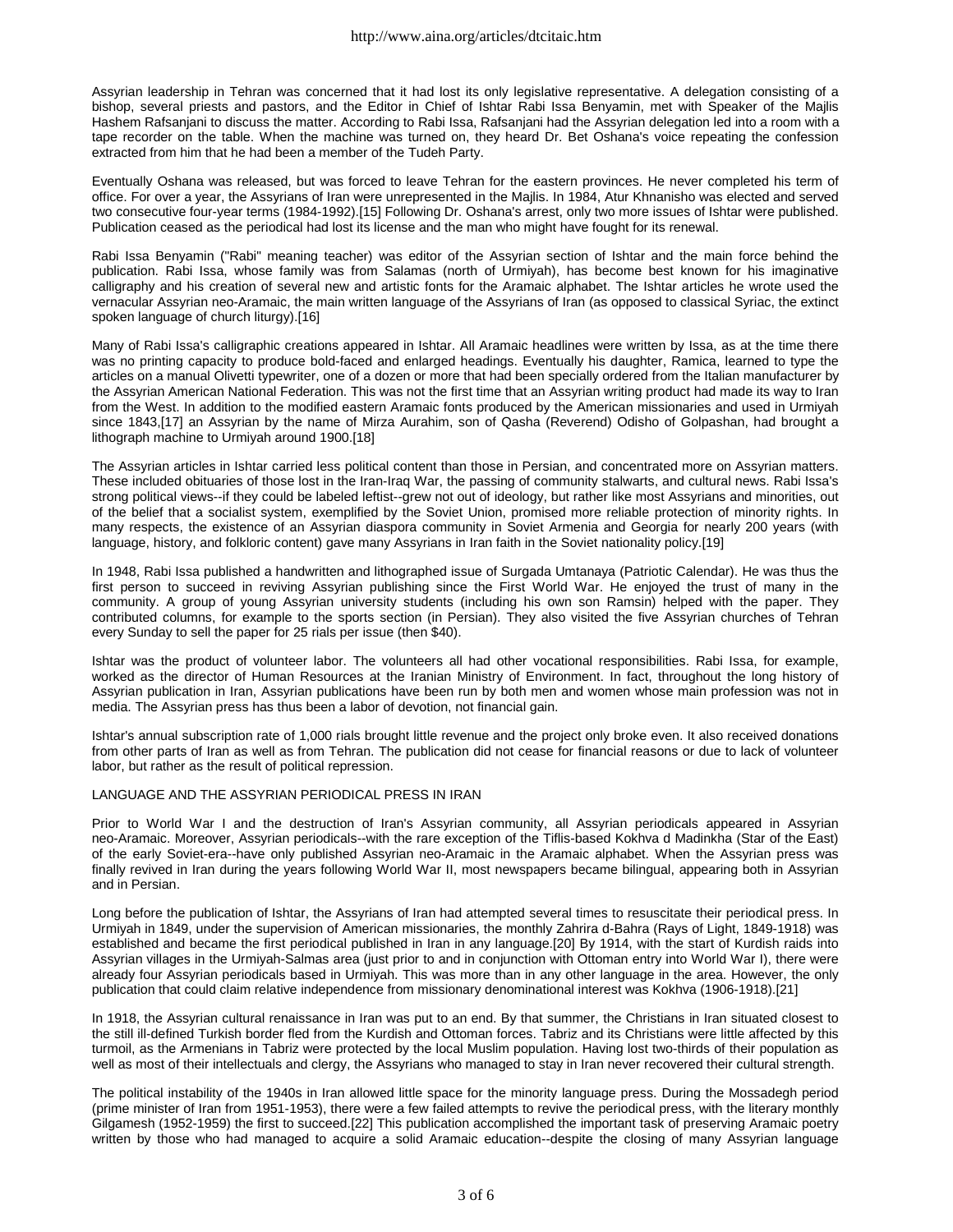Assyrian leadership in Tehran was concerned that it had lost its only legislative representative. A delegation consisting of a bishop, several priests and pastors, and the Editor in Chief of Ishtar Rabi Issa Benyamin, met with Speaker of the Majlis Hashem Rafsanjani to discuss the matter. According to Rabi Issa, Rafsanjani had the Assyrian delegation led into a room with a tape recorder on the table. When the machine was turned on, they heard Dr. Bet Oshana's voice repeating the confession extracted from him that he had been a member of the Tudeh Party.

Eventually Oshana was released, but was forced to leave Tehran for the eastern provinces. He never completed his term of office. For over a year, the Assyrians of Iran were unrepresented in the Majlis. In 1984, Atur Khnanisho was elected and served two consecutive four-year terms (1984-1992).[15] Following Dr. Oshana's arrest, only two more issues of Ishtar were published. Publication ceased as the periodical had lost its license and the man who might have fought for its renewal.

Rabi Issa Benyamin ("Rabi" meaning teacher) was editor of the Assyrian section of Ishtar and the main force behind the publication. Rabi Issa, whose family was from Salamas (north of Urmiyah), has become best known for his imaginative calligraphy and his creation of several new and artistic fonts for the Aramaic alphabet. The Ishtar articles he wrote used the vernacular Assyrian neo-Aramaic, the main written language of the Assyrians of Iran (as opposed to classical Syriac, the extinct spoken language of church liturgy).[16]

Many of Rabi Issa's calligraphic creations appeared in Ishtar. All Aramaic headlines were written by Issa, as at the time there was no printing capacity to produce bold-faced and enlarged headings. Eventually his daughter, Ramica, learned to type the articles on a manual Olivetti typewriter, one of a dozen or more that had been specially ordered from the Italian manufacturer by the Assyrian American National Federation. This was not the first time that an Assyrian writing product had made its way to Iran from the West. In addition to the modified eastern Aramaic fonts produced by the American missionaries and used in Urmiyah since 1843,[17] an Assyrian by the name of Mirza Aurahim, son of Qasha (Reverend) Odisho of Golpashan, had brought a lithograph machine to Urmiyah around 1900.[18]

The Assyrian articles in Ishtar carried less political content than those in Persian, and concentrated more on Assyrian matters. These included obituaries of those lost in the Iran-Iraq War, the passing of community stalwarts, and cultural news. Rabi Issa's strong political views--if they could be labeled leftist--grew not out of ideology, but rather like most Assyrians and minorities, out of the belief that a socialist system, exemplified by the Soviet Union, promised more reliable protection of minority rights. In many respects, the existence of an Assyrian diaspora community in Soviet Armenia and Georgia for nearly 200 years (with language, history, and folkloric content) gave many Assyrians in Iran faith in the Soviet nationality policy.[19]

In 1948, Rabi Issa published a handwritten and lithographed issue of Surgada Umtanaya (Patriotic Calendar). He was thus the first person to succeed in reviving Assyrian publishing since the First World War. He enjoyed the trust of many in the community. A group of young Assyrian university students (including his own son Ramsin) helped with the paper. They contributed columns, for example to the sports section (in Persian). They also visited the five Assyrian churches of Tehran every Sunday to sell the paper for 25 rials per issue (then $40).

Ishtar was the product of volunteer labor. The volunteers all had other vocational responsibilities. Rabi Issa, for example, worked as the director of Human Resources at the Iranian Ministry of Environment. In fact, throughout the long history of Assyrian publication in Iran, Assyrian publications have been run by both men and women whose main profession was not in media. The Assyrian press has thus been a labor of devotion, not financial gain.

Ishtar's annual subscription rate of 1,000 rials brought little revenue and the project only broke even. It also received donations from other parts of Iran as well as from Tehran. The publication did not cease for financial reasons or due to lack of volunteer labor, but rather as the result of political repression.

## LANGUAGE AND THE ASSYRIAN PERIODICAL PRESS IN IRAN

Prior to World War I and the destruction of Iran's Assyrian community, all Assyrian periodicals appeared in Assyrian neo-Aramaic. Moreover, Assyrian periodicals--with the rare exception of the Tiflis-based Kokhva d Madinkha (Star of the East) of the early Soviet-era--have only published Assyrian neo-Aramaic in the Aramaic alphabet. When the Assyrian press was finally revived in Iran during the years following World War II, most newspapers became bilingual, appearing both in Assyrian and in Persian.

Long before the publication of Ishtar, the Assyrians of Iran had attempted several times to resuscitate their periodical press. In Urmiyah in 1849, under the supervision of American missionaries, the monthly Zahrira d-Bahra (Rays of Light, 1849-1918) was established and became the first periodical published in Iran in any language.[20] By 1914, with the start of Kurdish raids into Assyrian villages in the Urmiyah-Salmas area (just prior to and in conjunction with Ottoman entry into World War I), there were already four Assyrian periodicals based in Urmiyah. This was more than in any other language in the area. However, the only publication that could claim relative independence from missionary denominational interest was Kokhva (1906-1918).[21]

In 1918, the Assyrian cultural renaissance in Iran was put to an end. By that summer, the Christians in Iran situated closest to the still ill-defined Turkish border fled from the Kurdish and Ottoman forces. Tabriz and its Christians were little affected by this turmoil, as the Armenians in Tabriz were protected by the local Muslim population. Having lost two-thirds of their population as well as most of their intellectuals and clergy, the Assyrians who managed to stay in Iran never recovered their cultural strength.

The political instability of the 1940s in Iran allowed little space for the minority language press. During the Mossadegh period (prime minister of Iran from 1951-1953), there were a few failed attempts to revive the periodical press, with the literary monthly Gilgamesh (1952-1959) the first to succeed.[22] This publication accomplished the important task of preserving Aramaic poetry written by those who had managed to acquire a solid Aramaic education--despite the closing of many Assyrian language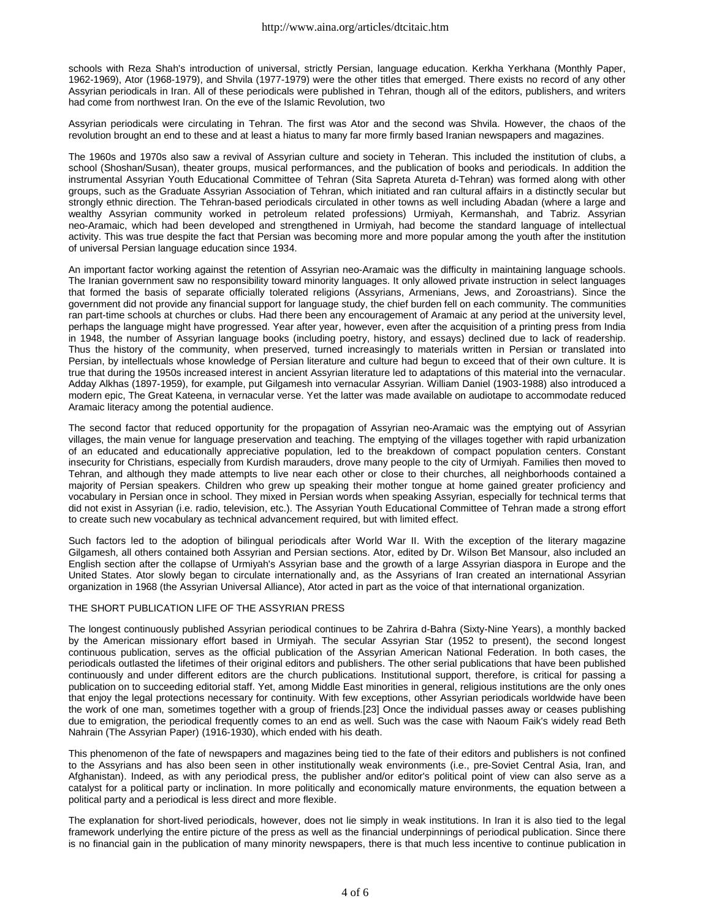schools with Reza Shah's introduction of universal, strictly Persian, language education. Kerkha Yerkhana (Monthly Paper, 1962-1969), Ator (1968-1979), and Shvila (1977-1979) were the other titles that emerged. There exists no record of any other Assyrian periodicals in Iran. All of these periodicals were published in Tehran, though all of the editors, publishers, and writers had come from northwest Iran. On the eve of the Islamic Revolution, two

Assyrian periodicals were circulating in Tehran. The first was Ator and the second was Shvila. However, the chaos of the revolution brought an end to these and at least a hiatus to many far more firmly based Iranian newspapers and magazines.

The 1960s and 1970s also saw a revival of Assyrian culture and society in Teheran. This included the institution of clubs, a school (Shoshan/Susan), theater groups, musical performances, and the publication of books and periodicals. In addition the instrumental Assyrian Youth Educational Committee of Tehran (Sita Sapreta Atureta d-Tehran) was formed along with other groups, such as the Graduate Assyrian Association of Tehran, which initiated and ran cultural affairs in a distinctly secular but strongly ethnic direction. The Tehran-based periodicals circulated in other towns as well including Abadan (where a large and wealthy Assyrian community worked in petroleum related professions) Urmiyah, Kermanshah, and Tabriz. Assyrian neo-Aramaic, which had been developed and strengthened in Urmiyah, had become the standard language of intellectual activity. This was true despite the fact that Persian was becoming more and more popular among the youth after the institution of universal Persian language education since 1934.

An important factor working against the retention of Assyrian neo-Aramaic was the difficulty in maintaining language schools. The Iranian government saw no responsibility toward minority languages. It only allowed private instruction in select languages that formed the basis of separate officially tolerated religions (Assyrians, Armenians, Jews, and Zoroastrians). Since the government did not provide any financial support for language study, the chief burden fell on each community. The communities ran part-time schools at churches or clubs. Had there been any encouragement of Aramaic at any period at the university level, perhaps the language might have progressed. Year after year, however, even after the acquisition of a printing press from India in 1948, the number of Assyrian language books (including poetry, history, and essays) declined due to lack of readership. Thus the history of the community, when preserved, turned increasingly to materials written in Persian or translated into Persian, by intellectuals whose knowledge of Persian literature and culture had begun to exceed that of their own culture. It is true that during the 1950s increased interest in ancient Assyrian literature led to adaptations of this material into the vernacular. Adday Alkhas (1897-1959), for example, put Gilgamesh into vernacular Assyrian. William Daniel (1903-1988) also introduced a modern epic, The Great Kateena, in vernacular verse. Yet the latter was made available on audiotape to accommodate reduced Aramaic literacy among the potential audience.

The second factor that reduced opportunity for the propagation of Assyrian neo-Aramaic was the emptying out of Assyrian villages, the main venue for language preservation and teaching. The emptying of the villages together with rapid urbanization of an educated and educationally appreciative population, led to the breakdown of compact population centers. Constant insecurity for Christians, especially from Kurdish marauders, drove many people to the city of Urmiyah. Families then moved to Tehran, and although they made attempts to live near each other or close to their churches, all neighborhoods contained a majority of Persian speakers. Children who grew up speaking their mother tongue at home gained greater proficiency and vocabulary in Persian once in school. They mixed in Persian words when speaking Assyrian, especially for technical terms that did not exist in Assyrian (i.e. radio, television, etc.). The Assyrian Youth Educational Committee of Tehran made a strong effort to create such new vocabulary as technical advancement required, but with limited effect.

Such factors led to the adoption of bilingual periodicals after World War II. With the exception of the literary magazine Gilgamesh, all others contained both Assyrian and Persian sections. Ator, edited by Dr. Wilson Bet Mansour, also included an English section after the collapse of Urmiyah's Assyrian base and the growth of a large Assyrian diaspora in Europe and the United States. Ator slowly began to circulate internationally and, as the Assyrians of Iran created an international Assyrian organization in 1968 (the Assyrian Universal Alliance), Ator acted in part as the voice of that international organization.

## THE SHORT PUBLICATION LIFE OF THE ASSYRIAN PRESS

The longest continuously published Assyrian periodical continues to be Zahrira d-Bahra (Sixty-Nine Years), a monthly backed by the American missionary effort based in Urmiyah. The secular Assyrian Star (1952 to present), the second longest continuous publication, serves as the official publication of the Assyrian American National Federation. In both cases, the periodicals outlasted the lifetimes of their original editors and publishers. The other serial publications that have been published continuously and under different editors are the church publications. Institutional support, therefore, is critical for passing a publication on to succeeding editorial staff. Yet, among Middle East minorities in general, religious institutions are the only ones that enjoy the legal protections necessary for continuity. With few exceptions, other Assyrian periodicals worldwide have been the work of one man, sometimes together with a group of friends.[23] Once the individual passes away or ceases publishing due to emigration, the periodical frequently comes to an end as well. Such was the case with Naoum Faik's widely read Beth Nahrain (The Assyrian Paper) (1916-1930), which ended with his death.

This phenomenon of the fate of newspapers and magazines being tied to the fate of their editors and publishers is not confined to the Assyrians and has also been seen in other institutionally weak environments (i.e., pre-Soviet Central Asia, Iran, and Afghanistan). Indeed, as with any periodical press, the publisher and/or editor's political point of view can also serve as a catalyst for a political party or inclination. In more politically and economically mature environments, the equation between a political party and a periodical is less direct and more flexible.

The explanation for short-lived periodicals, however, does not lie simply in weak institutions. In Iran it is also tied to the legal framework underlying the entire picture of the press as well as the financial underpinnings of periodical publication. Since there is no financial gain in the publication of many minority newspapers, there is that much less incentive to continue publication in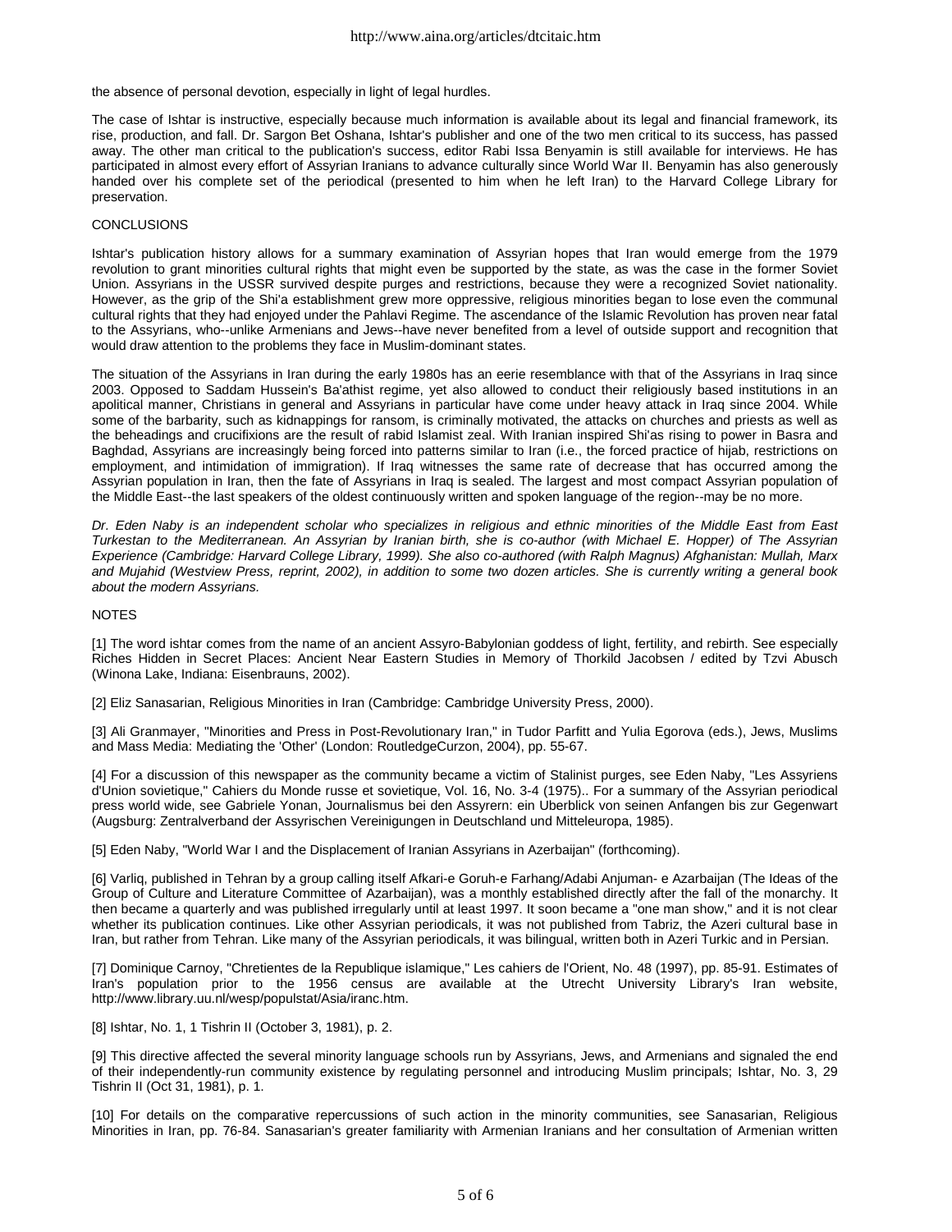the absence of personal devotion, especially in light of legal hurdles.

The case of Ishtar is instructive, especially because much information is available about its legal and financial framework, its rise, production, and fall. Dr. Sargon Bet Oshana, Ishtar's publisher and one of the two men critical to its success, has passed away. The other man critical to the publication's success, editor Rabi Issa Benyamin is still available for interviews. He has participated in almost every effort of Assyrian Iranians to advance culturally since World War II. Benyamin has also generously handed over his complete set of the periodical (presented to him when he left Iran) to the Harvard College Library for preservation.

## CONCLUSIONS

Ishtar's publication history allows for a summary examination of Assyrian hopes that Iran would emerge from the 1979 revolution to grant minorities cultural rights that might even be supported by the state, as was the case in the former Soviet Union. Assyrians in the USSR survived despite purges and restrictions, because they were a recognized Soviet nationality. However, as the grip of the Shi'a establishment grew more oppressive, religious minorities began to lose even the communal cultural rights that they had enjoyed under the Pahlavi Regime. The ascendance of the Islamic Revolution has proven near fatal to the Assyrians, who--unlike Armenians and Jews--have never benefited from a level of outside support and recognition that would draw attention to the problems they face in Muslim-dominant states.

The situation of the Assyrians in Iran during the early 1980s has an eerie resemblance with that of the Assyrians in Iraq since 2003. Opposed to Saddam Hussein's Ba'athist regime, yet also allowed to conduct their religiously based institutions in an apolitical manner, Christians in general and Assyrians in particular have come under heavy attack in Iraq since 2004. While some of the barbarity, such as kidnappings for ransom, is criminally motivated, the attacks on churches and priests as well as the beheadings and crucifixions are the result of rabid Islamist zeal. With Iranian inspired Shi'as rising to power in Basra and Baghdad, Assyrians are increasingly being forced into patterns similar to Iran (i.e., the forced practice of hijab, restrictions on employment, and intimidation of immigration). If Iraq witnesses the same rate of decrease that has occurred among the Assyrian population in Iran, then the fate of Assyrians in Iraq is sealed. The largest and most compact Assyrian population of the Middle East--the last speakers of the oldest continuously written and spoken language of the region--may be no more.

*Dr. Eden Naby is an independent scholar who specializes in religious and ethnic minorities of the Middle East from East Turkestan to the Mediterranean. An Assyrian by Iranian birth, she is co-author (with Michael E. Hopper) of The Assyrian Experience (Cambridge: Harvard College Library, 1999). She also co-authored (with Ralph Magnus) Afghanistan: Mullah, Marx and Mujahid (Westview Press, reprint, 2002), in addition to some two dozen articles. She is currently writing a general book about the modern Assyrians.*

## NOTES

[1] The word ishtar comes from the name of an ancient Assyro-Babylonian goddess of light, fertility, and rebirth. See especially Riches Hidden in Secret Places: Ancient Near Eastern Studies in Memory of Thorkild Jacobsen / edited by Tzvi Abusch (Winona Lake, Indiana: Eisenbrauns, 2002).

[2] Eliz Sanasarian, Religious Minorities in Iran (Cambridge: Cambridge University Press, 2000).

[3] Ali Granmayer, "Minorities and Press in Post-Revolutionary Iran," in Tudor Parfitt and Yulia Egorova (eds.), Jews, Muslims and Mass Media: Mediating the 'Other' (London: RoutledgeCurzon, 2004), pp. 55-67.

[4] For a discussion of this newspaper as the community became a victim of Stalinist purges, see Eden Naby, "Les Assyriens d'Union sovietique," Cahiers du Monde russe et sovietique, Vol. 16, No. 3-4 (1975).. For a summary of the Assyrian periodical press world wide, see Gabriele Yonan, Journalismus bei den Assyrern: ein Uberblick von seinen Anfangen bis zur Gegenwart (Augsburg: Zentralverband der Assyrischen Vereinigungen in Deutschland und Mitteleuropa, 1985).

[5] Eden Naby, "World War I and the Displacement of Iranian Assyrians in Azerbaijan" (forthcoming).

[6] Varliq, published in Tehran by a group calling itself Afkari-e Goruh-e Farhang/Adabi Anjuman- e Azarbaijan (The Ideas of the Group of Culture and Literature Committee of Azarbaijan), was a monthly established directly after the fall of the monarchy. It then became a quarterly and was published irregularly until at least 1997. It soon became a "one man show," and it is not clear whether its publication continues. Like other Assyrian periodicals, it was not published from Tabriz, the Azeri cultural base in Iran, but rather from Tehran. Like many of the Assyrian periodicals, it was bilingual, written both in Azeri Turkic and in Persian.

[7] Dominique Carnoy, "Chretientes de la Republique islamique," Les cahiers de l'Orient, No. 48 (1997), pp. 85-91. Estimates of Iran's population prior to the 1956 census are available at the Utrecht University Library's Iran website, http://www.library.uu.nl/wesp/populstat/Asia/iranc.htm.

[8] Ishtar, No. 1, 1 Tishrin II (October 3, 1981), p. 2.

[9] This directive affected the several minority language schools run by Assyrians, Jews, and Armenians and signaled the end of their independently-run community existence by regulating personnel and introducing Muslim principals; Ishtar, No. 3, 29 Tishrin II (Oct 31, 1981), p. 1.

[10] For details on the comparative repercussions of such action in the minority communities, see Sanasarian, Religious Minorities in Iran, pp. 76-84. Sanasarian's greater familiarity with Armenian Iranians and her consultation of Armenian written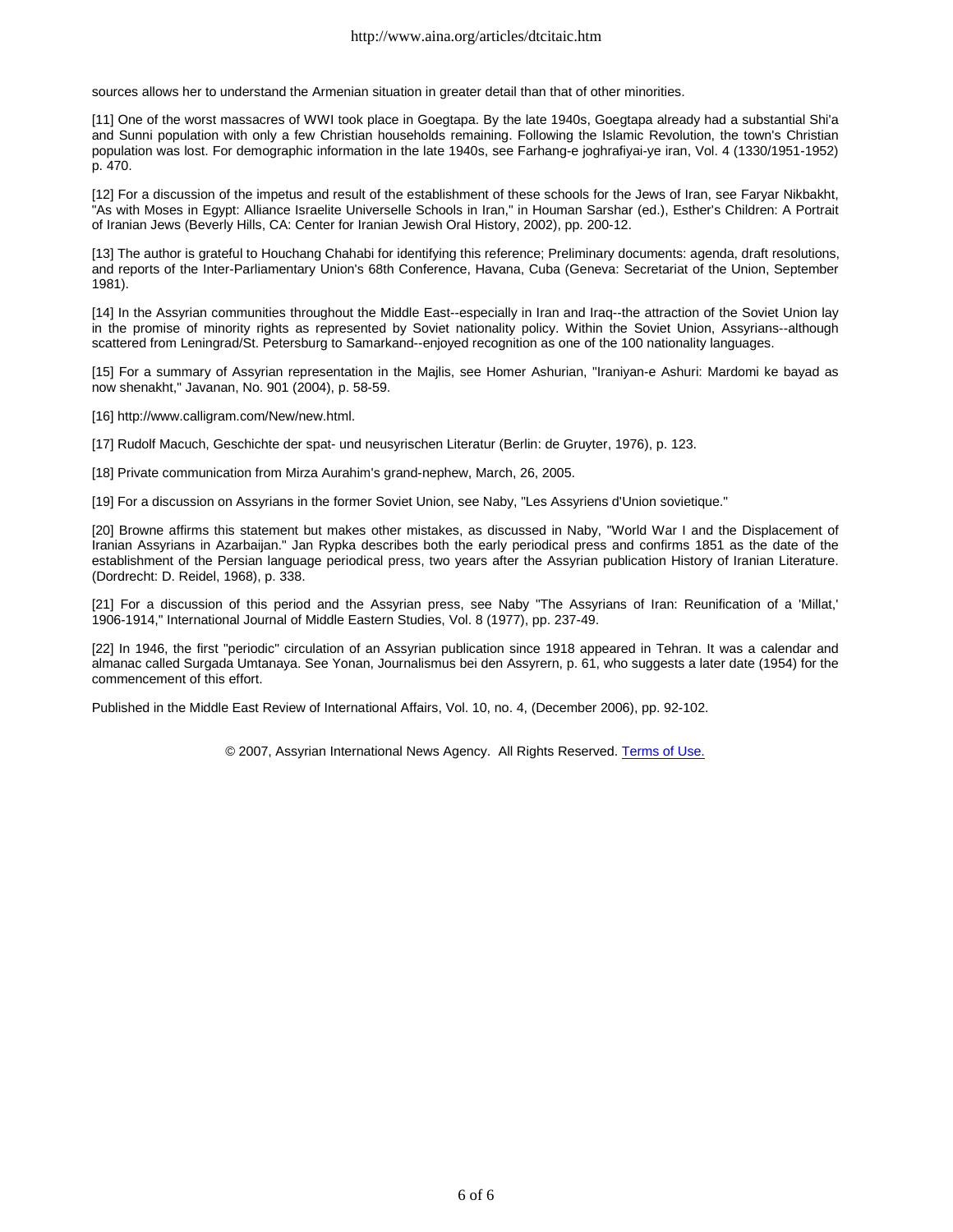sources allows her to understand the Armenian situation in greater detail than that of other minorities.

[11] One of the worst massacres of WWI took place in Goegtapa. By the late 1940s, Goegtapa already had a substantial Shi'a and Sunni population with only a few Christian households remaining. Following the Islamic Revolution, the town's Christian population was lost. For demographic information in the late 1940s, see Farhang-e joghrafiyai-ye iran, Vol. 4 (1330/1951-1952) p. 470.

[12] For a discussion of the impetus and result of the establishment of these schools for the Jews of Iran, see Faryar Nikbakht, "As with Moses in Egypt: Alliance Israelite Universelle Schools in Iran," in Houman Sarshar (ed.), Esther's Children: A Portrait of Iranian Jews (Beverly Hills, CA: Center for Iranian Jewish Oral History, 2002), pp. 200-12.

[13] The author is grateful to Houchang Chahabi for identifying this reference; Preliminary documents: agenda, draft resolutions, and reports of the Inter-Parliamentary Union's 68th Conference, Havana, Cuba (Geneva: Secretariat of the Union, September 1981).

[14] In the Assyrian communities throughout the Middle East--especially in Iran and Iraq--the attraction of the Soviet Union lay in the promise of minority rights as represented by Soviet nationality policy. Within the Soviet Union, Assyrians--although scattered from Leningrad/St. Petersburg to Samarkand--enjoyed recognition as one of the 100 nationality languages.

[15] For a summary of Assyrian representation in the Majlis, see Homer Ashurian, "Iraniyan-e Ashuri: Mardomi ke bayad as now shenakht," Javanan, No. 901 (2004), p. 58-59.

[16] http://www.calligram.com/New/new.html.

[17] Rudolf Macuch, Geschichte der spat- und neusyrischen Literatur (Berlin: de Gruyter, 1976), p. 123.

[18] Private communication from Mirza Aurahim's grand-nephew, March, 26, 2005.

[19] For a discussion on Assyrians in the former Soviet Union, see Naby, "Les Assyriens d'Union sovietique."

[20] Browne affirms this statement but makes other mistakes, as discussed in Naby, "World War I and the Displacement of Iranian Assyrians in Azarbaijan." Jan Rypka describes both the early periodical press and confirms 1851 as the date of the establishment of the Persian language periodical press, two years after the Assyrian publication History of Iranian Literature. (Dordrecht: D. Reidel, 1968), p. 338.

[21] For a discussion of this period and the Assyrian press, see Naby "The Assyrians of Iran: Reunification of a 'Millat,' 1906-1914," International Journal of Middle Eastern Studies, Vol. 8 (1977), pp. 237-49.

[22] In 1946, the first "periodic" circulation of an Assyrian publication since 1918 appeared in Tehran. It was a calendar and almanac called Surgada Umtanaya. See Yonan, Journalismus bei den Assyrern, p. 61, who suggests a later date (1954) for the commencement of this effort.

Published in the Middle East Review of International Affairs, Vol. 10, no. 4, (December 2006), pp. 92-102.

© 2007, Assyrian International News Agency. All Rights Reserved. Terms of Use.